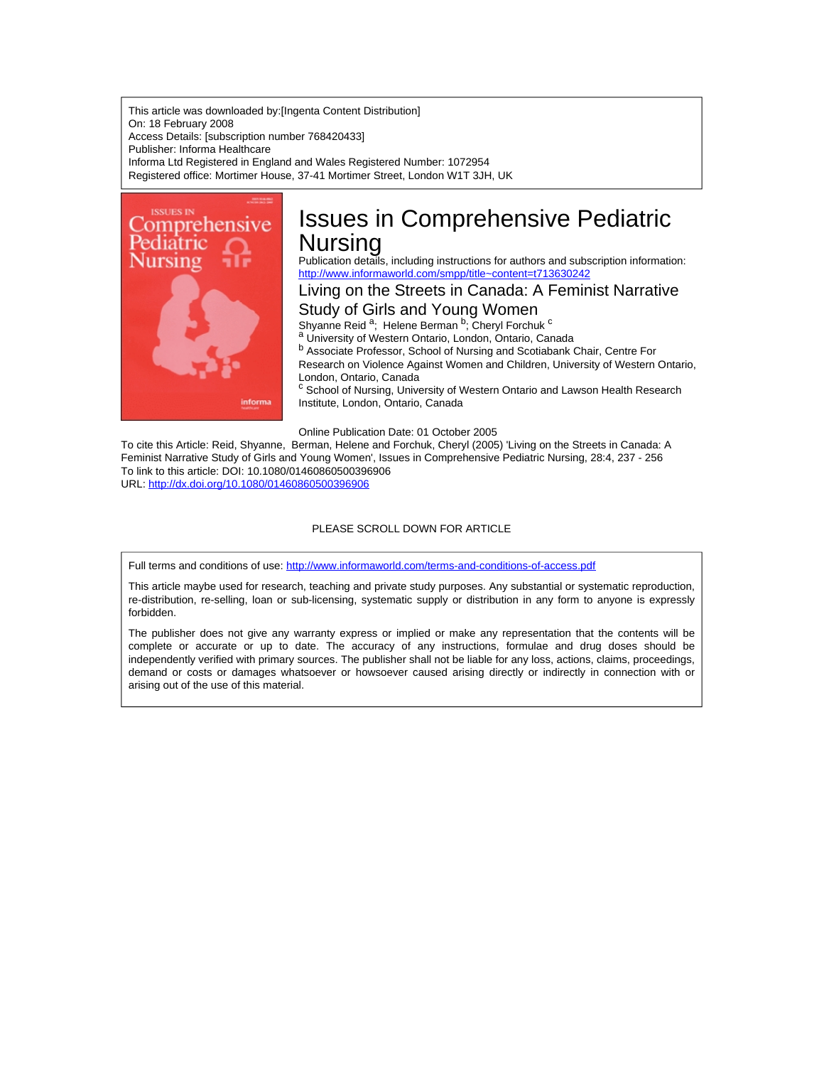This article was downloaded by:[Ingenta Content Distribution]
On: 18 February 2008
Access Details: [subscription number 768420433]
Publisher: Informa Healthcare
Informa Ltd Registered in England and Wales Registered Number: 1072954
Registered office: Mortimer House, 37-41 Mortimer Street, London W1T 3JH, UK

# Issues in Comprehensive Pediatric Nursing

Publication details, including instructions for authors and subscription information:
http://www.informaworld.com/smpp/title~content=t713630242

## Living on the Streets in Canada: A Feminist Narrative Study of Girls and Young Women

Shyanne Reid [a]; Helene Berman [b]; Cheryl Forchuk [c]

[a] University of Western Ontario, London, Ontario, Canada

[b] Associate Professor, School of Nursing and Scotiabank Chair, Centre For Research on Violence Against Women and Children, University of Western Ontario, London, Ontario, Canada

[c] School of Nursing, University of Western Ontario and Lawson Health Research Institute, London, Ontario, Canada

Online Publication Date: 01 October 2005

To cite this Article: Reid, Shyanne, Berman, Helene and Forchuk, Cheryl (2005) 'Living on the Streets in Canada: A Feminist Narrative Study of Girls and Young Women', Issues in Comprehensive Pediatric Nursing, 28:4, 237 - 256

To link to this article: DOI: 10.1080/01460860500396906

URL: http://dx.doi.org/10.1080/01460860500396906

PLEASE SCROLL DOWN FOR ARTICLE

Full terms and conditions of use: http://www.informaworld.com/terms-and-conditions-of-access.pdf

This article maybe used for research, teaching and private study purposes. Any substantial or systematic reproduction, re-distribution, re-selling, loan or sub-licensing, systematic supply or distribution in any form to anyone is expressly forbidden.

The publisher does not give any warranty express or implied or make any representation that the contents will be complete or accurate or up to date. The accuracy of any instructions, formulae and drug doses should be independently verified with primary sources. The publisher shall not be liable for any loss, actions, claims, proceedings, demand or costs or damages whatsoever or howsoever caused arising directly or indirectly in connection with or arising out of the use of this material.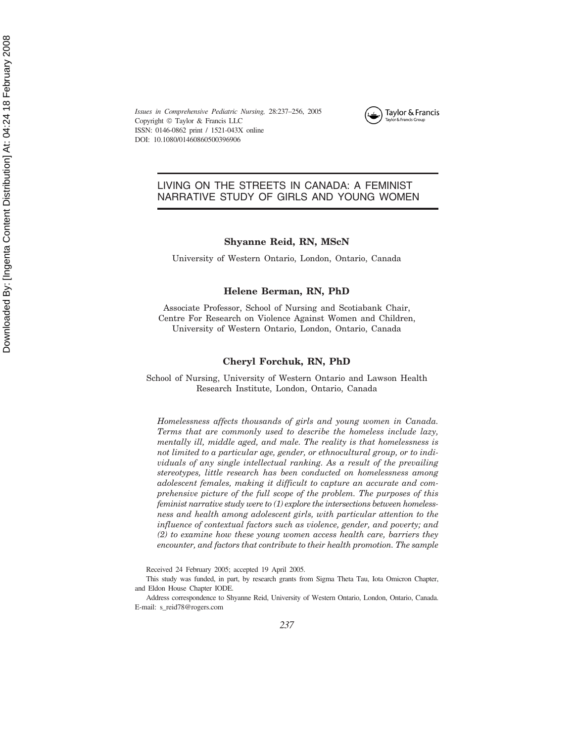Issues in Comprehensive Pediatric Nursing, 28:237–256, 2005
Copyright © Taylor & Francis LLC
ISSN: 0146-0862 print / 1521-043X online
DOI: 10.1080/01460860500396906

# LIVING ON THE STREETS IN CANADA: A FEMINIST NARRATIVE STUDY OF GIRLS AND YOUNG WOMEN

**Shyanne Reid, RN, MScN**

University of Western Ontario, London, Ontario, Canada

**Helene Berman, RN, PhD**

Associate Professor, School of Nursing and Scotiabank Chair, Centre For Research on Violence Against Women and Children, University of Western Ontario, London, Ontario, Canada

**Cheryl Forchuk, RN, PhD**

School of Nursing, University of Western Ontario and Lawson Health Research Institute, London, Ontario, Canada

*Homelessness affects thousands of girls and young women in Canada. Terms that are commonly used to describe the homeless include lazy, mentally ill, middle aged, and male. The reality is that homelessness is not limited to a particular age, gender, or ethnocultural group, or to individuals of any single intellectual ranking. As a result of the prevailing stereotypes, little research has been conducted on homelessness among adolescent females, making it difficult to capture an accurate and comprehensive picture of the full scope of the problem. The purposes of this feminist narrative study were to (1) explore the intersections between homelessness and health among adolescent girls, with particular attention to the influence of contextual factors such as violence, gender, and poverty; and (2) to examine how these young women access health care, barriers they encounter, and factors that contribute to their health promotion. The sample*

Received 24 February 2005; accepted 19 April 2005.

This study was funded, in part, by research grants from Sigma Theta Tau, Iota Omicron Chapter, and Eldon House Chapter IODE.

Address correspondence to Shyanne Reid, University of Western Ontario, London, Ontario, Canada. E-mail: s_reid78@rogers.com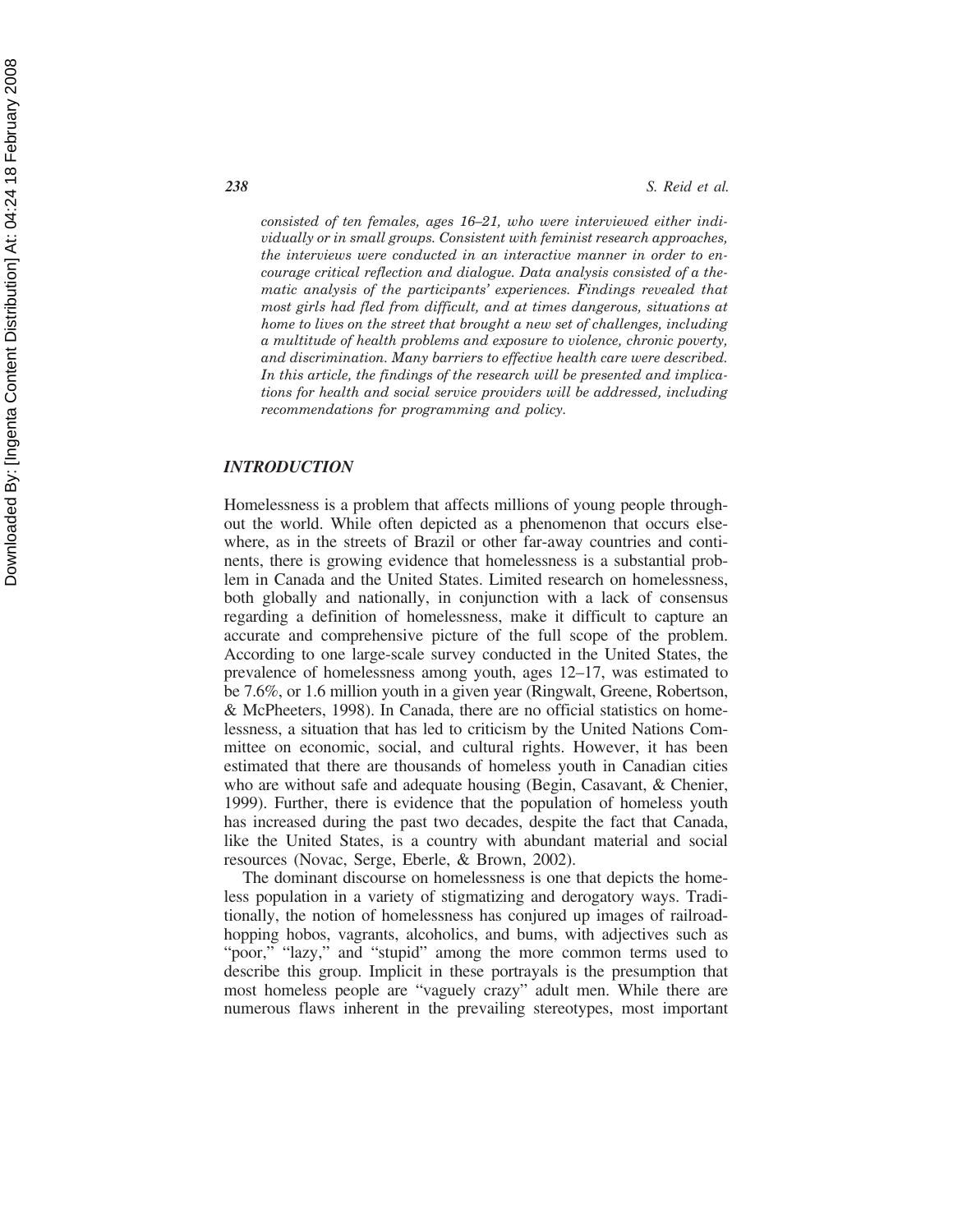*consisted of ten females, ages 16–21, who were interviewed either individually or in small groups. Consistent with feminist research approaches, the interviews were conducted in an interactive manner in order to encourage critical reflection and dialogue. Data analysis consisted of a thematic analysis of the participants' experiences. Findings revealed that most girls had fled from difficult, and at times dangerous, situations at home to lives on the street that brought a new set of challenges, including a multitude of health problems and exposure to violence, chronic poverty, and discrimination. Many barriers to effective health care were described. In this article, the findings of the research will be presented and implications for health and social service providers will be addressed, including recommendations for programming and policy.*

## *INTRODUCTION*

Homelessness is a problem that affects millions of young people throughout the world. While often depicted as a phenomenon that occurs elsewhere, as in the streets of Brazil or other far-away countries and continents, there is growing evidence that homelessness is a substantial problem in Canada and the United States. Limited research on homelessness, both globally and nationally, in conjunction with a lack of consensus regarding a definition of homelessness, make it difficult to capture an accurate and comprehensive picture of the full scope of the problem. According to one large-scale survey conducted in the United States, the prevalence of homelessness among youth, ages 12–17, was estimated to be 7.6%, or 1.6 million youth in a given year (Ringwalt, Greene, Robertson, & McPheeters, 1998). In Canada, there are no official statistics on homelessness, a situation that has led to criticism by the United Nations Committee on economic, social, and cultural rights. However, it has been estimated that there are thousands of homeless youth in Canadian cities who are without safe and adequate housing (Begin, Casavant, & Chenier, 1999). Further, there is evidence that the population of homeless youth has increased during the past two decades, despite the fact that Canada, like the United States, is a country with abundant material and social resources (Novac, Serge, Eberle, & Brown, 2002).

The dominant discourse on homelessness is one that depicts the homeless population in a variety of stigmatizing and derogatory ways. Traditionally, the notion of homelessness has conjured up images of railroad-hopping hobos, vagrants, alcoholics, and bums, with adjectives such as "poor," "lazy," and "stupid" among the more common terms used to describe this group. Implicit in these portrayals is the presumption that most homeless people are "vaguely crazy" adult men. While there are numerous flaws inherent in the prevailing stereotypes, most important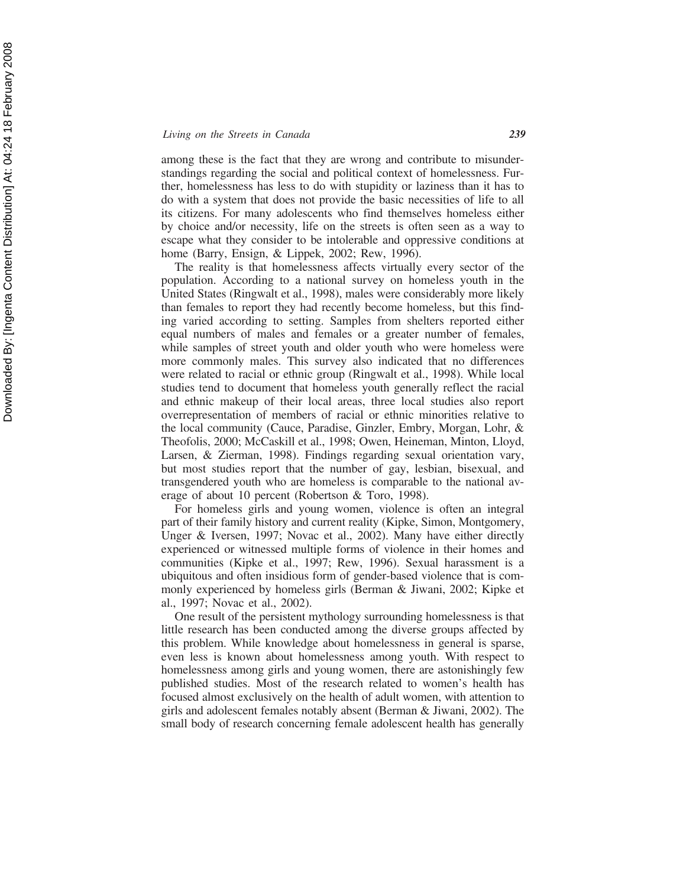among these is the fact that they are wrong and contribute to misunderstandings regarding the social and political context of homelessness. Further, homelessness has less to do with stupidity or laziness than it has to do with a system that does not provide the basic necessities of life to all its citizens. For many adolescents who find themselves homeless either by choice and/or necessity, life on the streets is often seen as a way to escape what they consider to be intolerable and oppressive conditions at home (Barry, Ensign, & Lippek, 2002; Rew, 1996).

The reality is that homelessness affects virtually every sector of the population. According to a national survey on homeless youth in the United States (Ringwalt et al., 1998), males were considerably more likely than females to report they had recently become homeless, but this finding varied according to setting. Samples from shelters reported either equal numbers of males and females or a greater number of females, while samples of street youth and older youth who were homeless were more commonly males. This survey also indicated that no differences were related to racial or ethnic group (Ringwalt et al., 1998). While local studies tend to document that homeless youth generally reflect the racial and ethnic makeup of their local areas, three local studies also report overrepresentation of members of racial or ethnic minorities relative to the local community (Cauce, Paradise, Ginzler, Embry, Morgan, Lohr, & Theofolis, 2000; McCaskill et al., 1998; Owen, Heineman, Minton, Lloyd, Larsen, & Zierman, 1998). Findings regarding sexual orientation vary, but most studies report that the number of gay, lesbian, bisexual, and transgendered youth who are homeless is comparable to the national average of about 10 percent (Robertson & Toro, 1998).

For homeless girls and young women, violence is often an integral part of their family history and current reality (Kipke, Simon, Montgomery, Unger & Iversen, 1997; Novac et al., 2002). Many have either directly experienced or witnessed multiple forms of violence in their homes and communities (Kipke et al., 1997; Rew, 1996). Sexual harassment is a ubiquitous and often insidious form of gender-based violence that is commonly experienced by homeless girls (Berman & Jiwani, 2002; Kipke et al., 1997; Novac et al., 2002).

One result of the persistent mythology surrounding homelessness is that little research has been conducted among the diverse groups affected by this problem. While knowledge about homelessness in general is sparse, even less is known about homelessness among youth. With respect to homelessness among girls and young women, there are astonishingly few published studies. Most of the research related to women's health has focused almost exclusively on the health of adult women, with attention to girls and adolescent females notably absent (Berman & Jiwani, 2002). The small body of research concerning female adolescent health has generally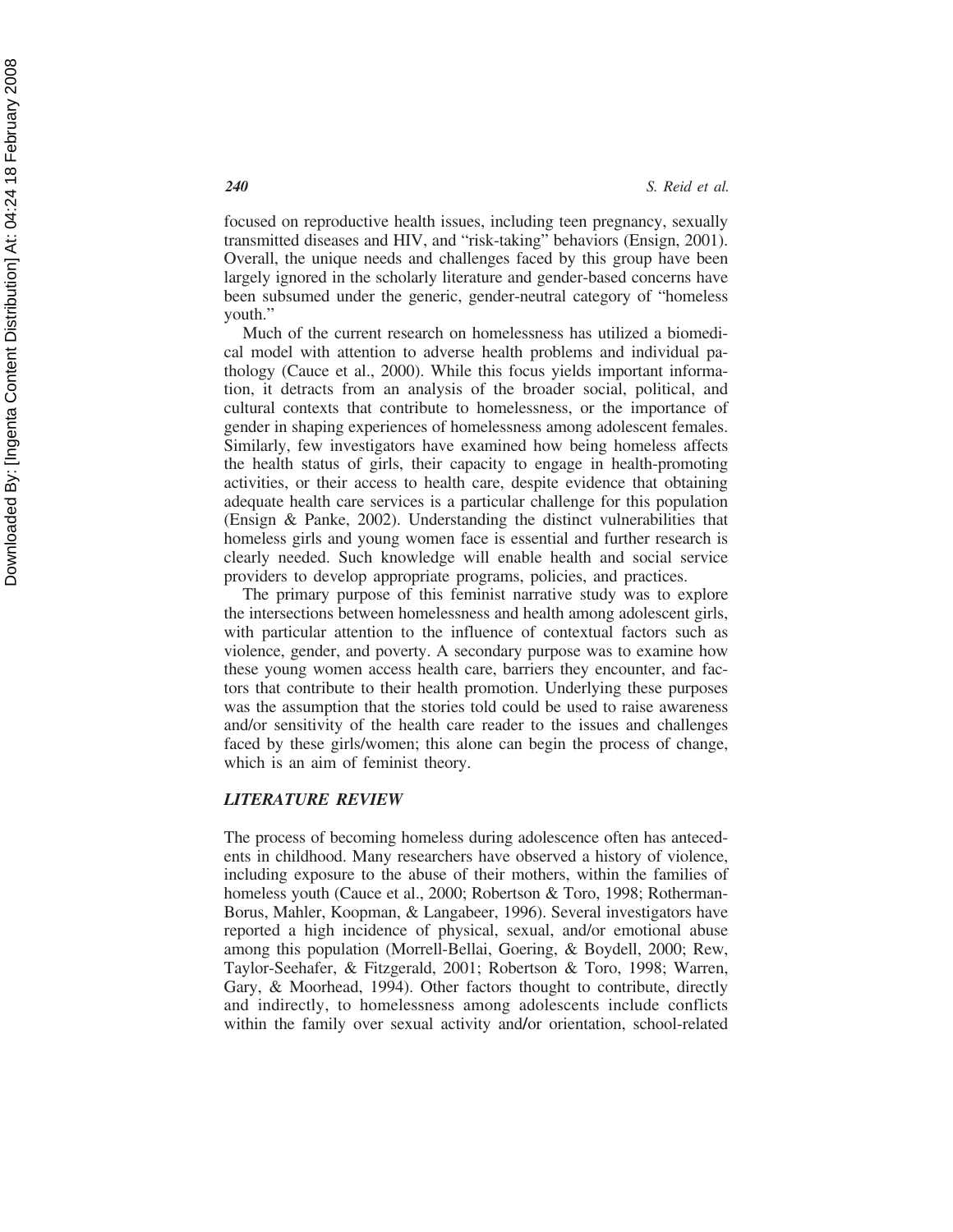focused on reproductive health issues, including teen pregnancy, sexually transmitted diseases and HIV, and "risk-taking" behaviors (Ensign, 2001). Overall, the unique needs and challenges faced by this group have been largely ignored in the scholarly literature and gender-based concerns have been subsumed under the generic, gender-neutral category of "homeless youth."

Much of the current research on homelessness has utilized a biomedical model with attention to adverse health problems and individual pathology (Cauce et al., 2000). While this focus yields important information, it detracts from an analysis of the broader social, political, and cultural contexts that contribute to homelessness, or the importance of gender in shaping experiences of homelessness among adolescent females. Similarly, few investigators have examined how being homeless affects the health status of girls, their capacity to engage in health-promoting activities, or their access to health care, despite evidence that obtaining adequate health care services is a particular challenge for this population (Ensign & Panke, 2002). Understanding the distinct vulnerabilities that homeless girls and young women face is essential and further research is clearly needed. Such knowledge will enable health and social service providers to develop appropriate programs, policies, and practices.

The primary purpose of this feminist narrative study was to explore the intersections between homelessness and health among adolescent girls, with particular attention to the influence of contextual factors such as violence, gender, and poverty. A secondary purpose was to examine how these young women access health care, barriers they encounter, and factors that contribute to their health promotion. Underlying these purposes was the assumption that the stories told could be used to raise awareness and/or sensitivity of the health care reader to the issues and challenges faced by these girls/women; this alone can begin the process of change, which is an aim of feminist theory.

## *LITERATURE REVIEW*

The process of becoming homeless during adolescence often has antecedents in childhood. Many researchers have observed a history of violence, including exposure to the abuse of their mothers, within the families of homeless youth (Cauce et al., 2000; Robertson & Toro, 1998; Rotherman-Borus, Mahler, Koopman, & Langabeer, 1996). Several investigators have reported a high incidence of physical, sexual, and/or emotional abuse among this population (Morrell-Bellai, Goering, & Boydell, 2000; Rew, Taylor-Seehafer, & Fitzgerald, 2001; Robertson & Toro, 1998; Warren, Gary, & Moorhead, 1994). Other factors thought to contribute, directly and indirectly, to homelessness among adolescents include conflicts within the family over sexual activity and/or orientation, school-related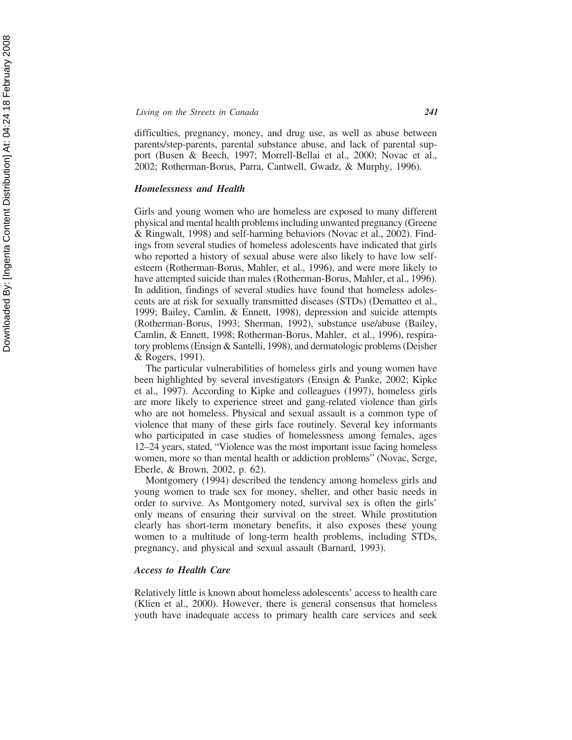difficulties, pregnancy, money, and drug use, as well as abuse between parents/step-parents, parental substance abuse, and lack of parental support (Busen & Beech, 1997; Morrell-Bellai et al., 2000; Novac et al., 2002; Rotherman-Borus, Parra, Cantwell, Gwadz, & Murphy, 1996).

### *Homelessness and Health*

Girls and young women who are homeless are exposed to many different physical and mental health problems including unwanted pregnancy (Greene & Ringwalt, 1998) and self-harming behaviors (Novac et al., 2002). Findings from several studies of homeless adolescents have indicated that girls who reported a history of sexual abuse were also likely to have low self-esteem (Rotherman-Borus, Mahler, et al., 1996), and were more likely to have attempted suicide than males (Rotherman-Borus, Mahler, et al., 1996). In addition, findings of several studies have found that homeless adolescents are at risk for sexually transmitted diseases (STDs) (Dematteo et al., 1999; Bailey, Camlin, & Ennett, 1998), depression and suicide attempts (Rotherman-Borus, 1993; Sherman, 1992), substance use/abuse (Bailey, Camlin, & Ennett, 1998; Rotherman-Borus, Mahler, et al., 1996), respiratory problems (Ensign & Santelli, 1998), and dermatologic problems (Deisher & Rogers, 1991).

The particular vulnerabilities of homeless girls and young women have been highlighted by several investigators (Ensign & Panke, 2002; Kipke et al., 1997). According to Kipke and colleagues (1997), homeless girls are more likely to experience street and gang-related violence than girls who are not homeless. Physical and sexual assault is a common type of violence that many of these girls face routinely. Several key informants who participated in case studies of homelessness among females, ages 12–24 years, stated, "Violence was the most important issue facing homeless women, more so than mental health or addiction problems" (Novac, Serge, Eberle, & Brown, 2002, p. 62).

Montgomery (1994) described the tendency among homeless girls and young women to trade sex for money, shelter, and other basic needs in order to survive. As Montgomery noted, survival sex is often the girls' only means of ensuring their survival on the street. While prostitution clearly has short-term monetary benefits, it also exposes these young women to a multitude of long-term health problems, including STDs, pregnancy, and physical and sexual assault (Barnard, 1993).

### *Access to Health Care*

Relatively little is known about homeless adolescents' access to health care (Klien et al., 2000). However, there is general consensus that homeless youth have inadequate access to primary health care services and seek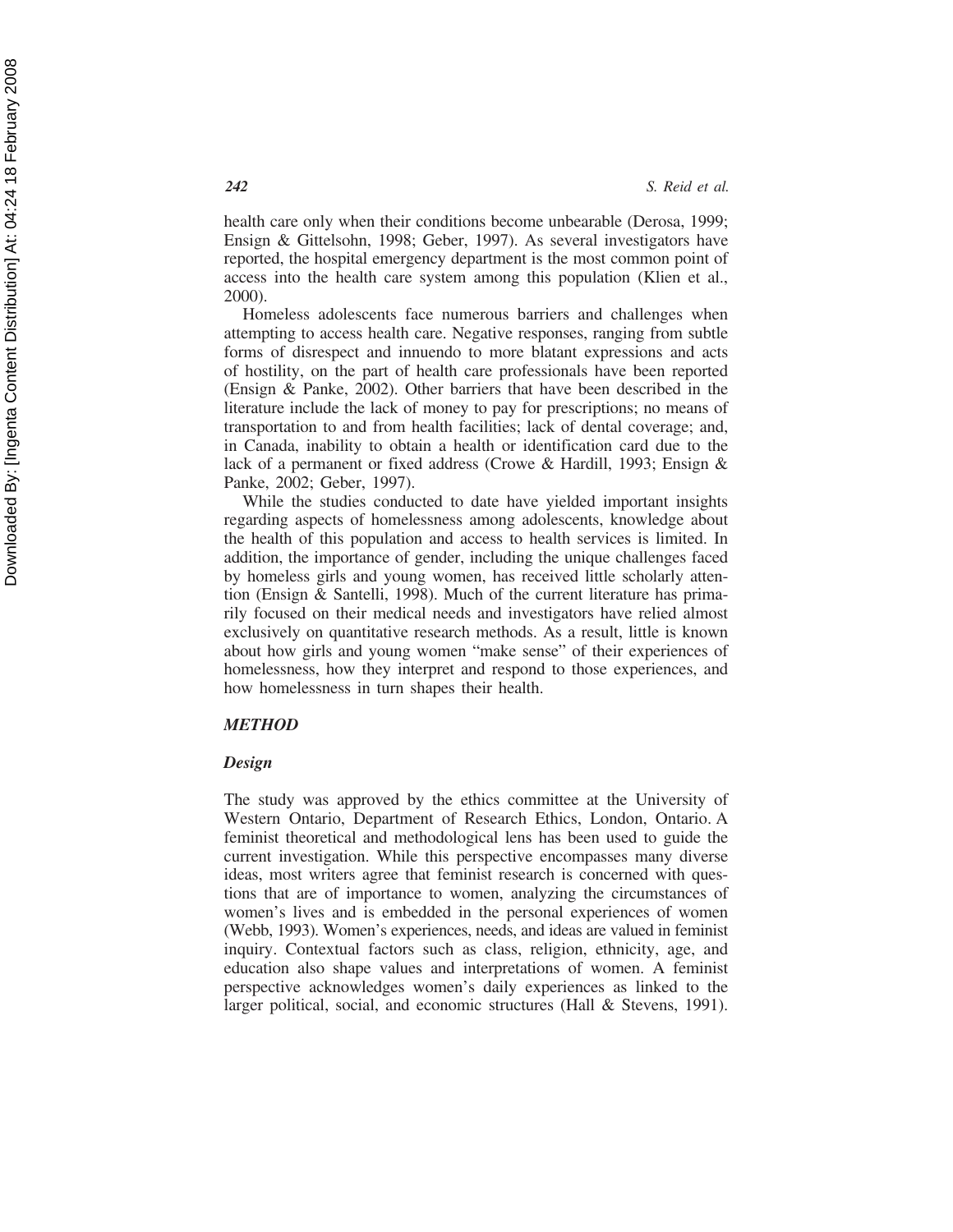health care only when their conditions become unbearable (Derosa, 1999; Ensign & Gittelsohn, 1998; Geber, 1997). As several investigators have reported, the hospital emergency department is the most common point of access into the health care system among this population (Klien et al., 2000).

Homeless adolescents face numerous barriers and challenges when attempting to access health care. Negative responses, ranging from subtle forms of disrespect and innuendo to more blatant expressions and acts of hostility, on the part of health care professionals have been reported (Ensign & Panke, 2002). Other barriers that have been described in the literature include the lack of money to pay for prescriptions; no means of transportation to and from health facilities; lack of dental coverage; and, in Canada, inability to obtain a health or identification card due to the lack of a permanent or fixed address (Crowe & Hardill, 1993; Ensign & Panke, 2002; Geber, 1997).

While the studies conducted to date have yielded important insights regarding aspects of homelessness among adolescents, knowledge about the health of this population and access to health services is limited. In addition, the importance of gender, including the unique challenges faced by homeless girls and young women, has received little scholarly attention (Ensign & Santelli, 1998). Much of the current literature has primarily focused on their medical needs and investigators have relied almost exclusively on quantitative research methods. As a result, little is known about how girls and young women "make sense" of their experiences of homelessness, how they interpret and respond to those experiences, and how homelessness in turn shapes their health.

## *METHOD*

### *Design*

The study was approved by the ethics committee at the University of Western Ontario, Department of Research Ethics, London, Ontario. A feminist theoretical and methodological lens has been used to guide the current investigation. While this perspective encompasses many diverse ideas, most writers agree that feminist research is concerned with questions that are of importance to women, analyzing the circumstances of women's lives and is embedded in the personal experiences of women (Webb, 1993). Women's experiences, needs, and ideas are valued in feminist inquiry. Contextual factors such as class, religion, ethnicity, age, and education also shape values and interpretations of women. A feminist perspective acknowledges women's daily experiences as linked to the larger political, social, and economic structures (Hall & Stevens, 1991).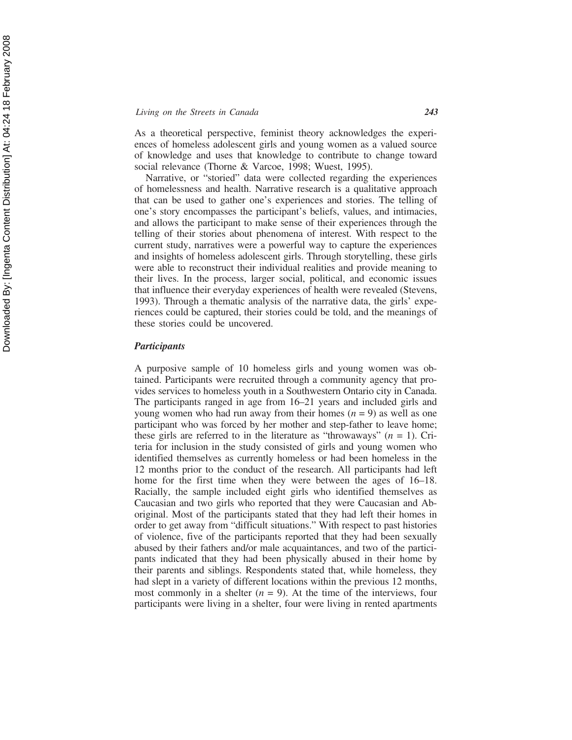As a theoretical perspective, feminist theory acknowledges the experiences of homeless adolescent girls and young women as a valued source of knowledge and uses that knowledge to contribute to change toward social relevance (Thorne & Varcoe, 1998; Wuest, 1995).

Narrative, or "storied" data were collected regarding the experiences of homelessness and health. Narrative research is a qualitative approach that can be used to gather one's experiences and stories. The telling of one's story encompasses the participant's beliefs, values, and intimacies, and allows the participant to make sense of their experiences through the telling of their stories about phenomena of interest. With respect to the current study, narratives were a powerful way to capture the experiences and insights of homeless adolescent girls. Through storytelling, these girls were able to reconstruct their individual realities and provide meaning to their lives. In the process, larger social, political, and economic issues that influence their everyday experiences of health were revealed (Stevens, 1993). Through a thematic analysis of the narrative data, the girls' experiences could be captured, their stories could be told, and the meanings of these stories could be uncovered.

### *Participants*

A purposive sample of 10 homeless girls and young women was obtained. Participants were recruited through a community agency that provides services to homeless youth in a Southwestern Ontario city in Canada. The participants ranged in age from 16–21 years and included girls and young women who had run away from their homes ($n = 9$) as well as one participant who was forced by her mother and step-father to leave home; these girls are referred to in the literature as "throwaways" ($n = 1$). Criteria for inclusion in the study consisted of girls and young women who identified themselves as currently homeless or had been homeless in the 12 months prior to the conduct of the research. All participants had left home for the first time when they were between the ages of 16–18. Racially, the sample included eight girls who identified themselves as Caucasian and two girls who reported that they were Caucasian and Aboriginal. Most of the participants stated that they had left their homes in order to get away from "difficult situations." With respect to past histories of violence, five of the participants reported that they had been sexually abused by their fathers and/or male acquaintances, and two of the participants indicated that they had been physically abused in their home by their parents and siblings. Respondents stated that, while homeless, they had slept in a variety of different locations within the previous 12 months, most commonly in a shelter ($n = 9$). At the time of the interviews, four participants were living in a shelter, four were living in rented apartments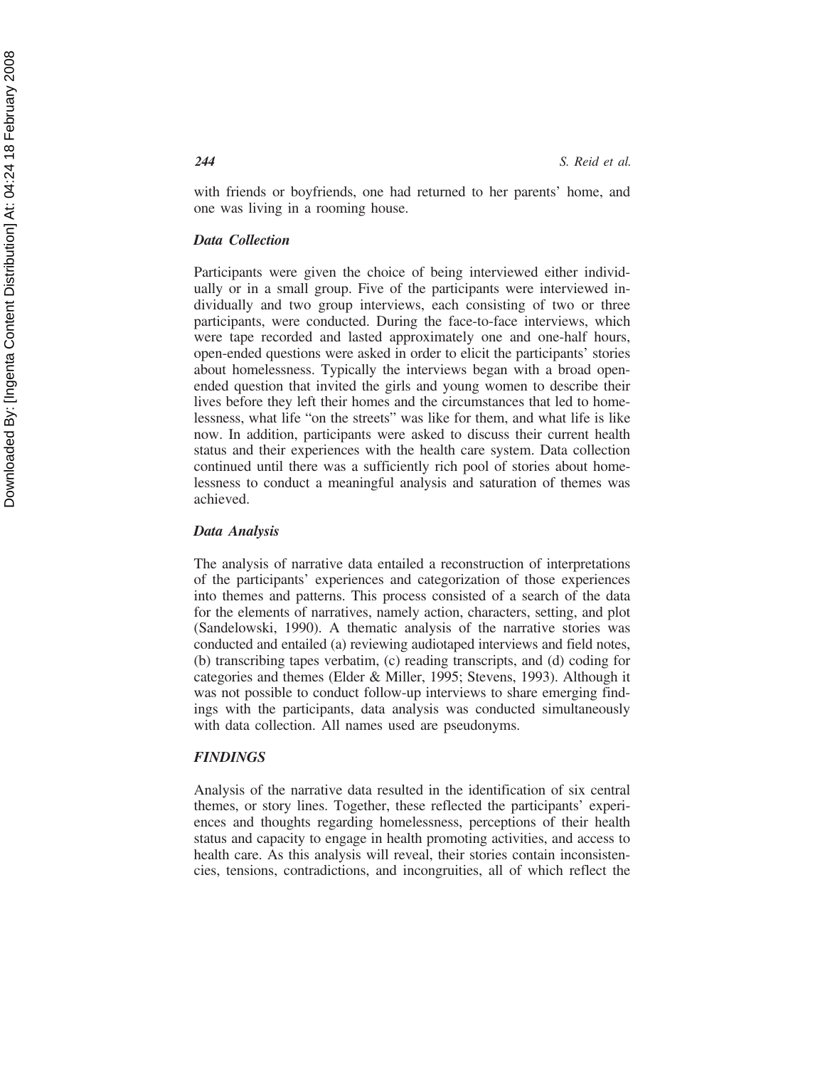with friends or boyfriends, one had returned to her parents' home, and one was living in a rooming house.

### *Data Collection*

Participants were given the choice of being interviewed either individually or in a small group. Five of the participants were interviewed individually and two group interviews, each consisting of two or three participants, were conducted. During the face-to-face interviews, which were tape recorded and lasted approximately one and one-half hours, open-ended questions were asked in order to elicit the participants' stories about homelessness. Typically the interviews began with a broad open-ended question that invited the girls and young women to describe their lives before they left their homes and the circumstances that led to homelessness, what life "on the streets" was like for them, and what life is like now. In addition, participants were asked to discuss their current health status and their experiences with the health care system. Data collection continued until there was a sufficiently rich pool of stories about homelessness to conduct a meaningful analysis and saturation of themes was achieved.

### *Data Analysis*

The analysis of narrative data entailed a reconstruction of interpretations of the participants' experiences and categorization of those experiences into themes and patterns. This process consisted of a search of the data for the elements of narratives, namely action, characters, setting, and plot (Sandelowski, 1990). A thematic analysis of the narrative stories was conducted and entailed (a) reviewing audiotaped interviews and field notes, (b) transcribing tapes verbatim, (c) reading transcripts, and (d) coding for categories and themes (Elder & Miller, 1995; Stevens, 1993). Although it was not possible to conduct follow-up interviews to share emerging findings with the participants, data analysis was conducted simultaneously with data collection. All names used are pseudonyms.

## *FINDINGS*

Analysis of the narrative data resulted in the identification of six central themes, or story lines. Together, these reflected the participants' experiences and thoughts regarding homelessness, perceptions of their health status and capacity to engage in health promoting activities, and access to health care. As this analysis will reveal, their stories contain inconsistencies, tensions, contradictions, and incongruities, all of which reflect the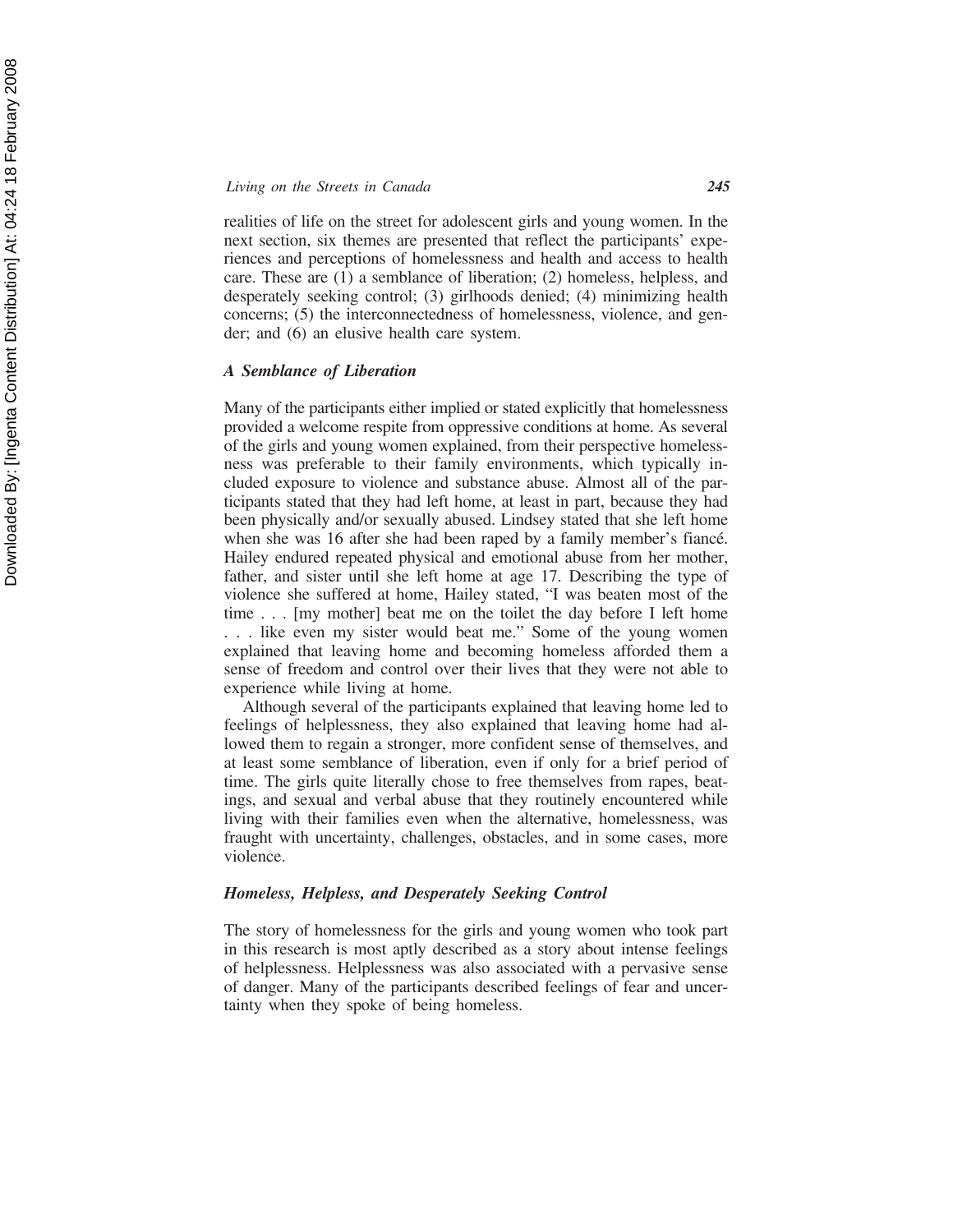realities of life on the street for adolescent girls and young women. In the next section, six themes are presented that reflect the participants' experiences and perceptions of homelessness and health and access to health care. These are (1) a semblance of liberation; (2) homeless, helpless, and desperately seeking control; (3) girlhoods denied; (4) minimizing health concerns; (5) the interconnectedness of homelessness, violence, and gender; and (6) an elusive health care system.

### *A Semblance of Liberation*

Many of the participants either implied or stated explicitly that homelessness provided a welcome respite from oppressive conditions at home. As several of the girls and young women explained, from their perspective homelessness was preferable to their family environments, which typically included exposure to violence and substance abuse. Almost all of the participants stated that they had left home, at least in part, because they had been physically and/or sexually abused. Lindsey stated that she left home when she was 16 after she had been raped by a family member's fiancé. Hailey endured repeated physical and emotional abuse from her mother, father, and sister until she left home at age 17. Describing the type of violence she suffered at home, Hailey stated, "I was beaten most of the time . . . [my mother] beat me on the toilet the day before I left home . . . like even my sister would beat me." Some of the young women explained that leaving home and becoming homeless afforded them a sense of freedom and control over their lives that they were not able to experience while living at home.

Although several of the participants explained that leaving home led to feelings of helplessness, they also explained that leaving home had allowed them to regain a stronger, more confident sense of themselves, and at least some semblance of liberation, even if only for a brief period of time. The girls quite literally chose to free themselves from rapes, beatings, and sexual and verbal abuse that they routinely encountered while living with their families even when the alternative, homelessness, was fraught with uncertainty, challenges, obstacles, and in some cases, more violence.

### *Homeless, Helpless, and Desperately Seeking Control*

The story of homelessness for the girls and young women who took part in this research is most aptly described as a story about intense feelings of helplessness. Helplessness was also associated with a pervasive sense of danger. Many of the participants described feelings of fear and uncertainty when they spoke of being homeless.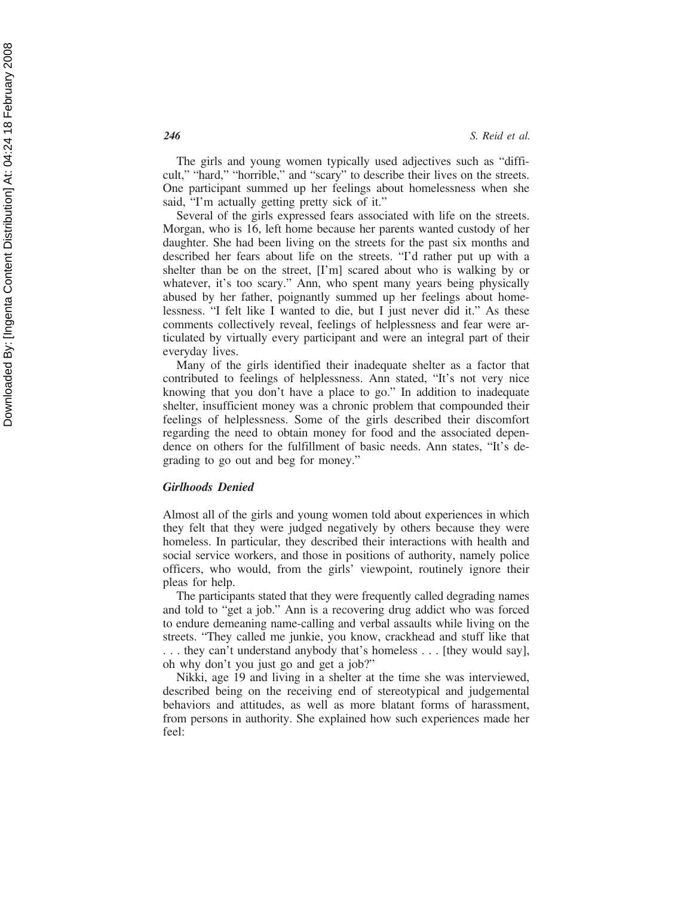The girls and young women typically used adjectives such as "difficult," "hard," "horrible," and "scary" to describe their lives on the streets. One participant summed up her feelings about homelessness when she said, "I'm actually getting pretty sick of it."

Several of the girls expressed fears associated with life on the streets. Morgan, who is 16, left home because her parents wanted custody of her daughter. She had been living on the streets for the past six months and described her fears about life on the streets. "I'd rather put up with a shelter than be on the street, [I'm] scared about who is walking by or whatever, it's too scary." Ann, who spent many years being physically abused by her father, poignantly summed up her feelings about homelessness. "I felt like I wanted to die, but I just never did it." As these comments collectively reveal, feelings of helplessness and fear were articulated by virtually every participant and were an integral part of their everyday lives.

Many of the girls identified their inadequate shelter as a factor that contributed to feelings of helplessness. Ann stated, "It's not very nice knowing that you don't have a place to go." In addition to inadequate shelter, insufficient money was a chronic problem that compounded their feelings of helplessness. Some of the girls described their discomfort regarding the need to obtain money for food and the associated dependence on others for the fulfillment of basic needs. Ann states, "It's degrading to go out and beg for money."

### *Girlhoods Denied*

Almost all of the girls and young women told about experiences in which they felt that they were judged negatively by others because they were homeless. In particular, they described their interactions with health and social service workers, and those in positions of authority, namely police officers, who would, from the girls' viewpoint, routinely ignore their pleas for help.

The participants stated that they were frequently called degrading names and told to "get a job." Ann is a recovering drug addict who was forced to endure demeaning name-calling and verbal assaults while living on the streets. "They called me junkie, you know, crackhead and stuff like that . . . they can't understand anybody that's homeless . . . [they would say], oh why don't you just go and get a job?"

Nikki, age 19 and living in a shelter at the time she was interviewed, described being on the receiving end of stereotypical and judgemental behaviors and attitudes, as well as more blatant forms of harassment, from persons in authority. She explained how such experiences made her feel: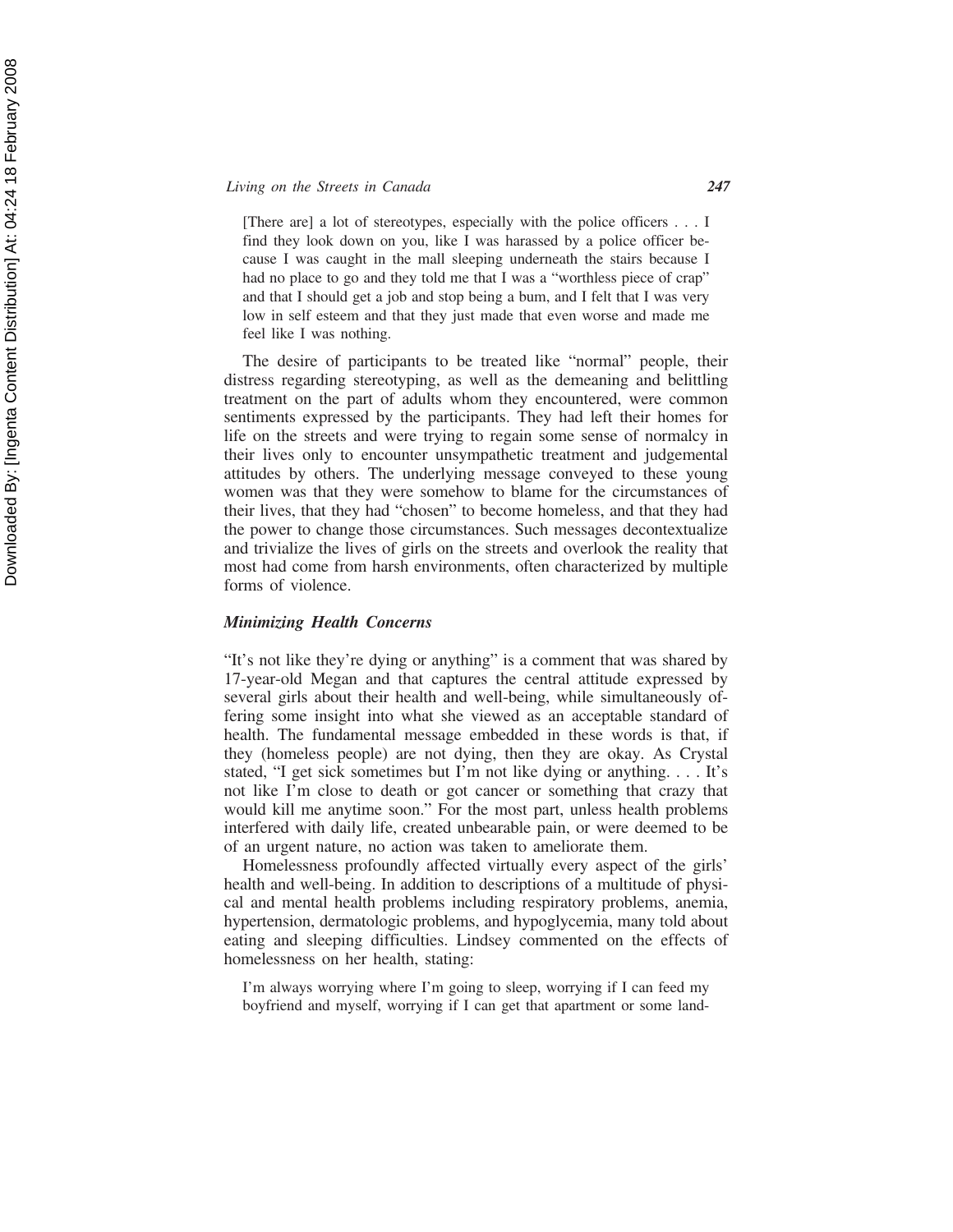> [There are] a lot of stereotypes, especially with the police officers . . . I find they look down on you, like I was harassed by a police officer because I was caught in the mall sleeping underneath the stairs because I had no place to go and they told me that I was a "worthless piece of crap" and that I should get a job and stop being a bum, and I felt that I was very low in self esteem and that they just made that even worse and made me feel like I was nothing.

The desire of participants to be treated like "normal" people, their distress regarding stereotyping, as well as the demeaning and belittling treatment on the part of adults whom they encountered, were common sentiments expressed by the participants. They had left their homes for life on the streets and were trying to regain some sense of normalcy in their lives only to encounter unsympathetic treatment and judgemental attitudes by others. The underlying message conveyed to these young women was that they were somehow to blame for the circumstances of their lives, that they had "chosen" to become homeless, and that they had the power to change those circumstances. Such messages decontextualize and trivialize the lives of girls on the streets and overlook the reality that most had come from harsh environments, often characterized by multiple forms of violence.

### *Minimizing Health Concerns*

"It's not like they're dying or anything" is a comment that was shared by 17-year-old Megan and that captures the central attitude expressed by several girls about their health and well-being, while simultaneously offering some insight into what she viewed as an acceptable standard of health. The fundamental message embedded in these words is that, if they (homeless people) are not dying, then they are okay. As Crystal stated, "I get sick sometimes but I'm not like dying or anything. . . . It's not like I'm close to death or got cancer or something that crazy that would kill me anytime soon." For the most part, unless health problems interfered with daily life, created unbearable pain, or were deemed to be of an urgent nature, no action was taken to ameliorate them.

Homelessness profoundly affected virtually every aspect of the girls' health and well-being. In addition to descriptions of a multitude of physical and mental health problems including respiratory problems, anemia, hypertension, dermatologic problems, and hypoglycemia, many told about eating and sleeping difficulties. Lindsey commented on the effects of homelessness on her health, stating:

> I'm always worrying where I'm going to sleep, worrying if I can feed my boyfriend and myself, worrying if I can get that apartment or some land-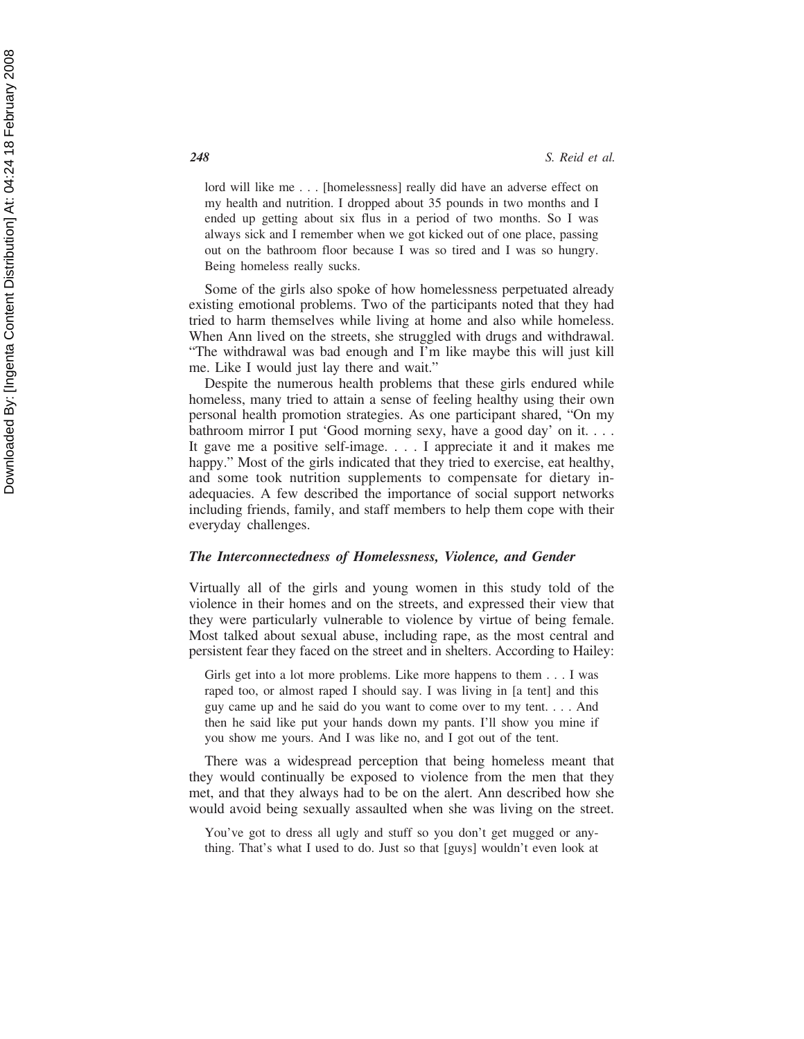lord will like me . . . [homelessness] really did have an adverse effect on my health and nutrition. I dropped about 35 pounds in two months and I ended up getting about six flus in a period of two months. So I was always sick and I remember when we got kicked out of one place, passing out on the bathroom floor because I was so tired and I was so hungry. Being homeless really sucks.

Some of the girls also spoke of how homelessness perpetuated already existing emotional problems. Two of the participants noted that they had tried to harm themselves while living at home and also while homeless. When Ann lived on the streets, she struggled with drugs and withdrawal. "The withdrawal was bad enough and I'm like maybe this will just kill me. Like I would just lay there and wait."

Despite the numerous health problems that these girls endured while homeless, many tried to attain a sense of feeling healthy using their own personal health promotion strategies. As one participant shared, "On my bathroom mirror I put 'Good morning sexy, have a good day' on it. . . . It gave me a positive self-image. . . . I appreciate it and it makes me happy." Most of the girls indicated that they tried to exercise, eat healthy, and some took nutrition supplements to compensate for dietary inadequacies. A few described the importance of social support networks including friends, family, and staff members to help them cope with their everyday challenges.

### *The Interconnectedness of Homelessness, Violence, and Gender*

Virtually all of the girls and young women in this study told of the violence in their homes and on the streets, and expressed their view that they were particularly vulnerable to violence by virtue of being female. Most talked about sexual abuse, including rape, as the most central and persistent fear they faced on the street and in shelters. According to Hailey:

> Girls get into a lot more problems. Like more happens to them . . . I was raped too, or almost raped I should say. I was living in [a tent] and this guy came up and he said do you want to come over to my tent. . . . And then he said like put your hands down my pants. I'll show you mine if you show me yours. And I was like no, and I got out of the tent.

There was a widespread perception that being homeless meant that they would continually be exposed to violence from the men that they met, and that they always had to be on the alert. Ann described how she would avoid being sexually assaulted when she was living on the street.

> You've got to dress all ugly and stuff so you don't get mugged or anything. That's what I used to do. Just so that [guys] wouldn't even look at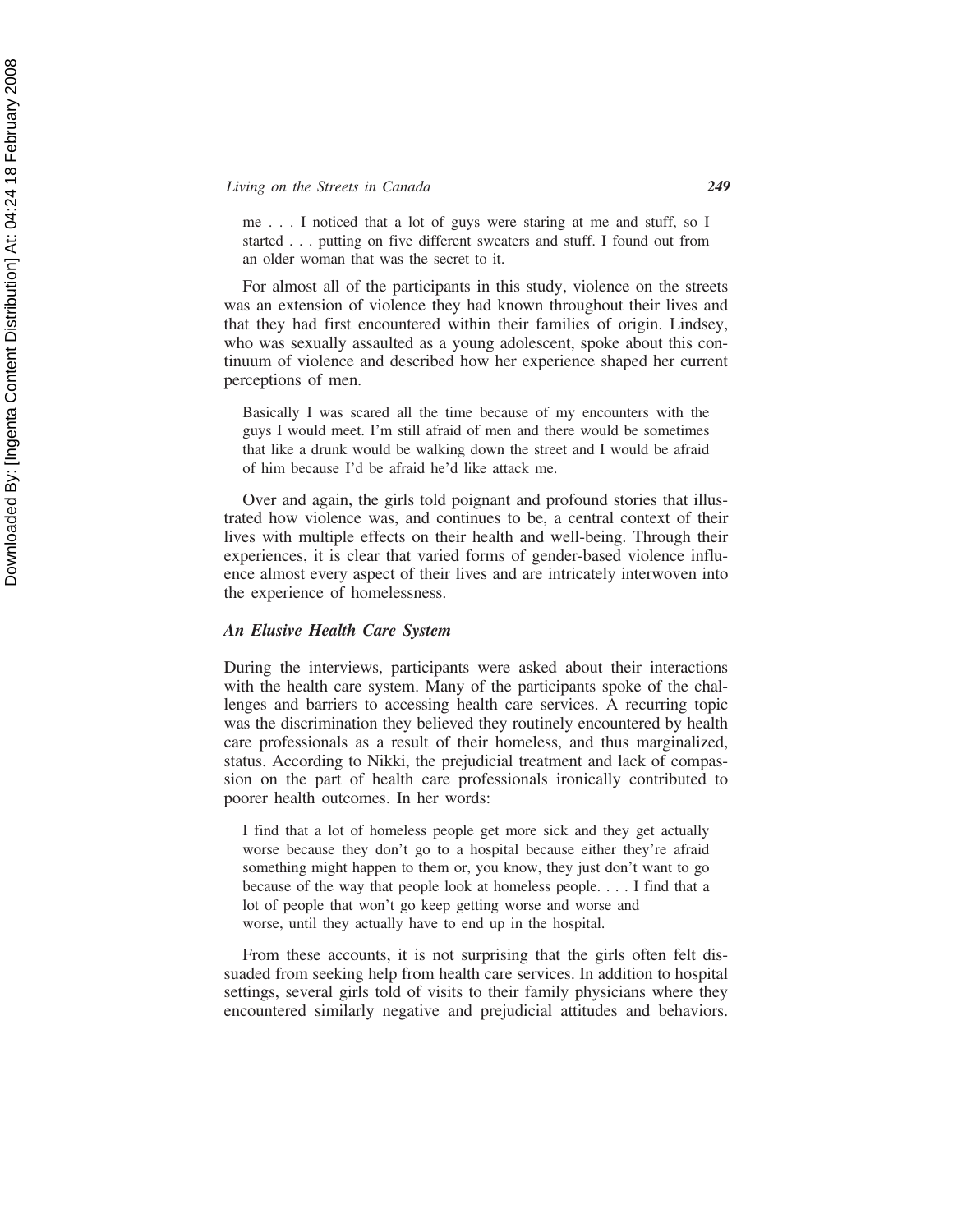me . . . I noticed that a lot of guys were staring at me and stuff, so I started . . . putting on five different sweaters and stuff. I found out from an older woman that was the secret to it.

For almost all of the participants in this study, violence on the streets was an extension of violence they had known throughout their lives and that they had first encountered within their families of origin. Lindsey, who was sexually assaulted as a young adolescent, spoke about this continuum of violence and described how her experience shaped her current perceptions of men.

> Basically I was scared all the time because of my encounters with the guys I would meet. I'm still afraid of men and there would be sometimes that like a drunk would be walking down the street and I would be afraid of him because I'd be afraid he'd like attack me.

Over and again, the girls told poignant and profound stories that illustrated how violence was, and continues to be, a central context of their lives with multiple effects on their health and well-being. Through their experiences, it is clear that varied forms of gender-based violence influence almost every aspect of their lives and are intricately interwoven into the experience of homelessness.

### *An Elusive Health Care System*

During the interviews, participants were asked about their interactions with the health care system. Many of the participants spoke of the challenges and barriers to accessing health care services. A recurring topic was the discrimination they believed they routinely encountered by health care professionals as a result of their homeless, and thus marginalized, status. According to Nikki, the prejudicial treatment and lack of compassion on the part of health care professionals ironically contributed to poorer health outcomes. In her words:

> I find that a lot of homeless people get more sick and they get actually worse because they don't go to a hospital because either they're afraid something might happen to them or, you know, they just don't want to go because of the way that people look at homeless people. . . . I find that a lot of people that won't go keep getting worse and worse and worse, until they actually have to end up in the hospital.

From these accounts, it is not surprising that the girls often felt dissuaded from seeking help from health care services. In addition to hospital settings, several girls told of visits to their family physicians where they encountered similarly negative and prejudicial attitudes and behaviors.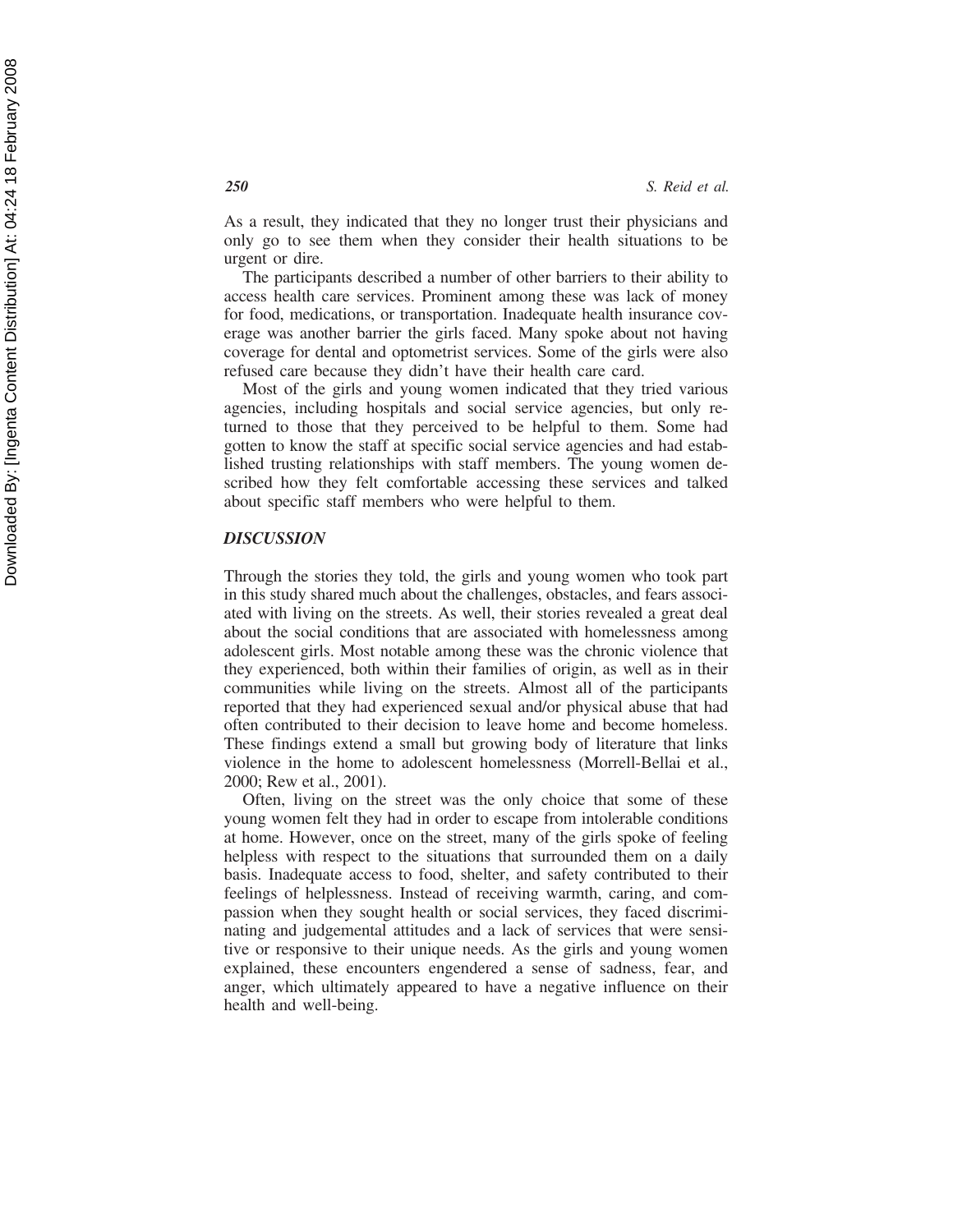As a result, they indicated that they no longer trust their physicians and only go to see them when they consider their health situations to be urgent or dire.

The participants described a number of other barriers to their ability to access health care services. Prominent among these was lack of money for food, medications, or transportation. Inadequate health insurance coverage was another barrier the girls faced. Many spoke about not having coverage for dental and optometrist services. Some of the girls were also refused care because they didn't have their health care card.

Most of the girls and young women indicated that they tried various agencies, including hospitals and social service agencies, but only returned to those that they perceived to be helpful to them. Some had gotten to know the staff at specific social service agencies and had established trusting relationships with staff members. The young women described how they felt comfortable accessing these services and talked about specific staff members who were helpful to them.

## *DISCUSSION*

Through the stories they told, the girls and young women who took part in this study shared much about the challenges, obstacles, and fears associated with living on the streets. As well, their stories revealed a great deal about the social conditions that are associated with homelessness among adolescent girls. Most notable among these was the chronic violence that they experienced, both within their families of origin, as well as in their communities while living on the streets. Almost all of the participants reported that they had experienced sexual and/or physical abuse that had often contributed to their decision to leave home and become homeless. These findings extend a small but growing body of literature that links violence in the home to adolescent homelessness (Morrell-Bellai et al., 2000; Rew et al., 2001).

Often, living on the street was the only choice that some of these young women felt they had in order to escape from intolerable conditions at home. However, once on the street, many of the girls spoke of feeling helpless with respect to the situations that surrounded them on a daily basis. Inadequate access to food, shelter, and safety contributed to their feelings of helplessness. Instead of receiving warmth, caring, and compassion when they sought health or social services, they faced discriminating and judgemental attitudes and a lack of services that were sensitive or responsive to their unique needs. As the girls and young women explained, these encounters engendered a sense of sadness, fear, and anger, which ultimately appeared to have a negative influence on their health and well-being.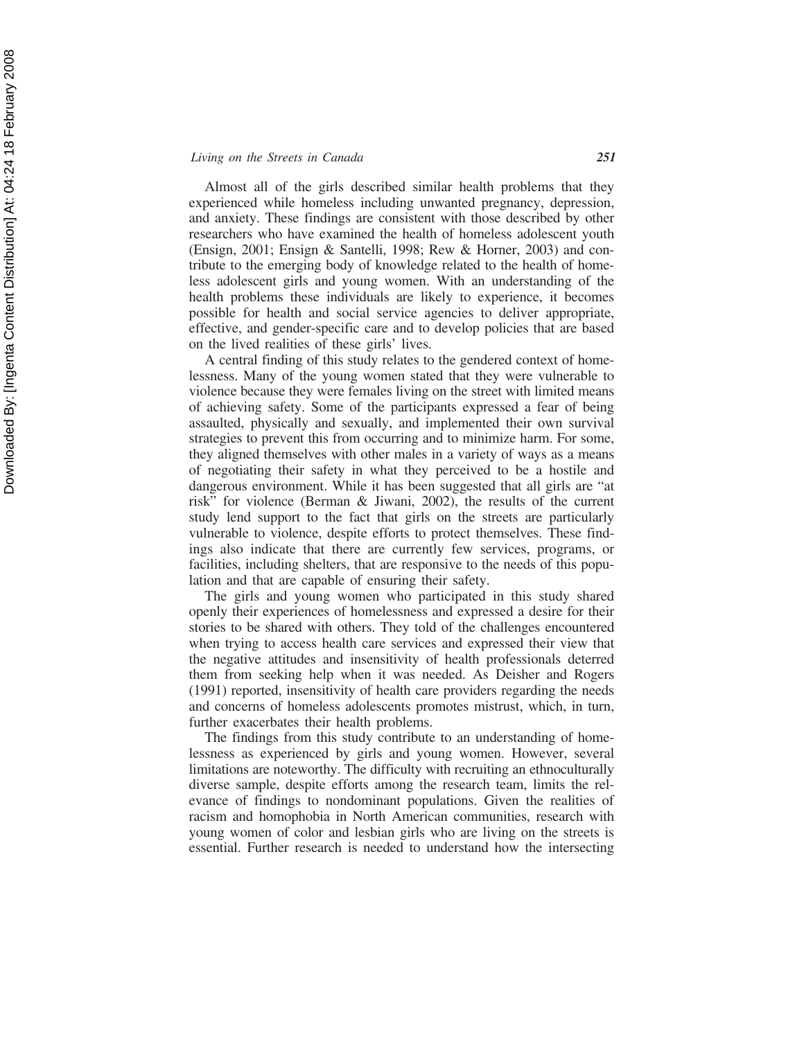Almost all of the girls described similar health problems that they experienced while homeless including unwanted pregnancy, depression, and anxiety. These findings are consistent with those described by other researchers who have examined the health of homeless adolescent youth (Ensign, 2001; Ensign & Santelli, 1998; Rew & Horner, 2003) and contribute to the emerging body of knowledge related to the health of homeless adolescent girls and young women. With an understanding of the health problems these individuals are likely to experience, it becomes possible for health and social service agencies to deliver appropriate, effective, and gender-specific care and to develop policies that are based on the lived realities of these girls' lives.

A central finding of this study relates to the gendered context of homelessness. Many of the young women stated that they were vulnerable to violence because they were females living on the street with limited means of achieving safety. Some of the participants expressed a fear of being assaulted, physically and sexually, and implemented their own survival strategies to prevent this from occurring and to minimize harm. For some, they aligned themselves with other males in a variety of ways as a means of negotiating their safety in what they perceived to be a hostile and dangerous environment. While it has been suggested that all girls are "at risk" for violence (Berman & Jiwani, 2002), the results of the current study lend support to the fact that girls on the streets are particularly vulnerable to violence, despite efforts to protect themselves. These findings also indicate that there are currently few services, programs, or facilities, including shelters, that are responsive to the needs of this population and that are capable of ensuring their safety.

The girls and young women who participated in this study shared openly their experiences of homelessness and expressed a desire for their stories to be shared with others. They told of the challenges encountered when trying to access health care services and expressed their view that the negative attitudes and insensitivity of health professionals deterred them from seeking help when it was needed. As Deisher and Rogers (1991) reported, insensitivity of health care providers regarding the needs and concerns of homeless adolescents promotes mistrust, which, in turn, further exacerbates their health problems.

The findings from this study contribute to an understanding of homelessness as experienced by girls and young women. However, several limitations are noteworthy. The difficulty with recruiting an ethnoculturally diverse sample, despite efforts among the research team, limits the relevance of findings to nondominant populations. Given the realities of racism and homophobia in North American communities, research with young women of color and lesbian girls who are living on the streets is essential. Further research is needed to understand how the intersecting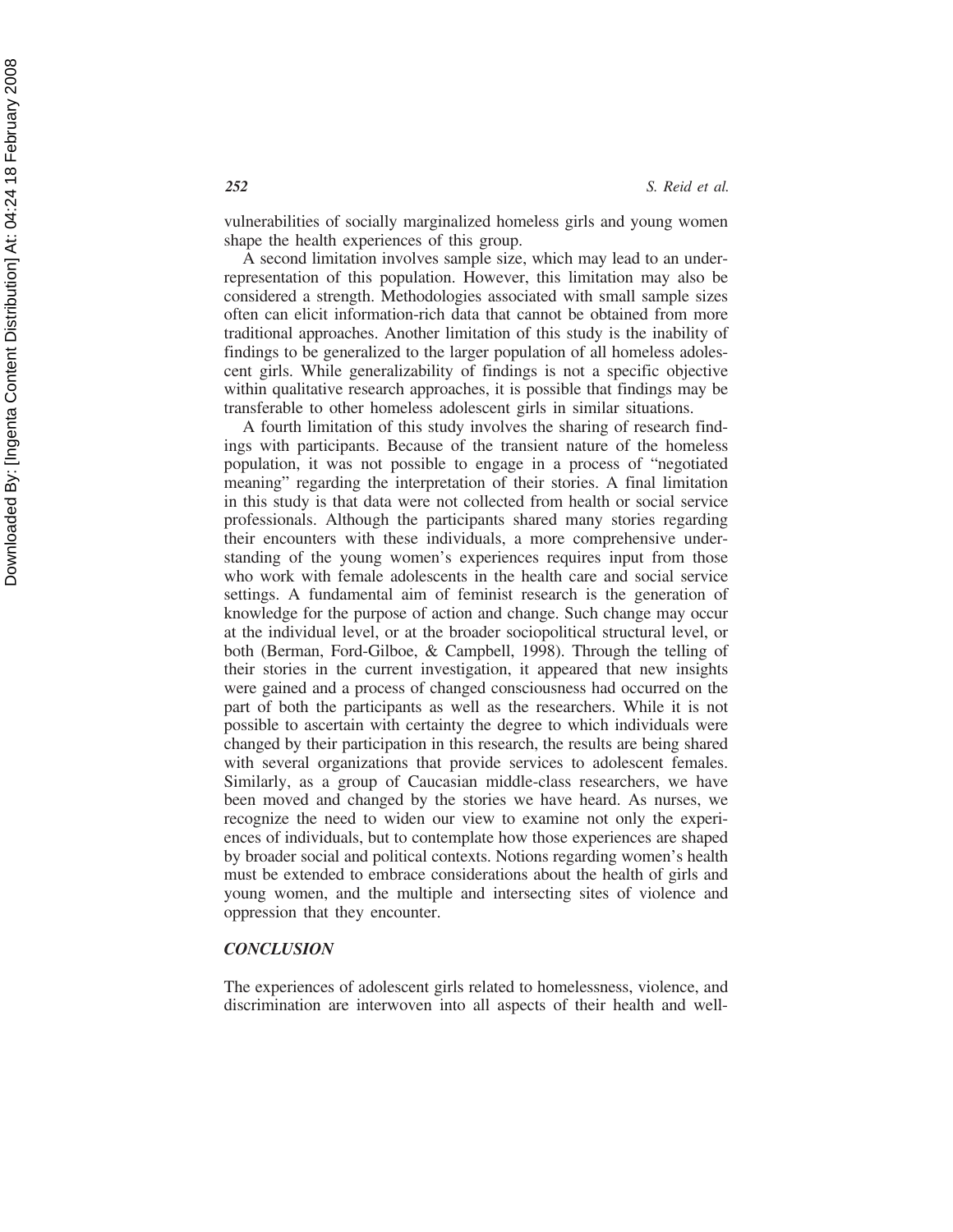vulnerabilities of socially marginalized homeless girls and young women shape the health experiences of this group.

A second limitation involves sample size, which may lead to an underrepresentation of this population. However, this limitation may also be considered a strength. Methodologies associated with small sample sizes often can elicit information-rich data that cannot be obtained from more traditional approaches. Another limitation of this study is the inability of findings to be generalized to the larger population of all homeless adolescent girls. While generalizability of findings is not a specific objective within qualitative research approaches, it is possible that findings may be transferable to other homeless adolescent girls in similar situations.

A fourth limitation of this study involves the sharing of research findings with participants. Because of the transient nature of the homeless population, it was not possible to engage in a process of "negotiated meaning" regarding the interpretation of their stories. A final limitation in this study is that data were not collected from health or social service professionals. Although the participants shared many stories regarding their encounters with these individuals, a more comprehensive understanding of the young women's experiences requires input from those who work with female adolescents in the health care and social service settings. A fundamental aim of feminist research is the generation of knowledge for the purpose of action and change. Such change may occur at the individual level, or at the broader sociopolitical structural level, or both (Berman, Ford-Gilboe, & Campbell, 1998). Through the telling of their stories in the current investigation, it appeared that new insights were gained and a process of changed consciousness had occurred on the part of both the participants as well as the researchers. While it is not possible to ascertain with certainty the degree to which individuals were changed by their participation in this research, the results are being shared with several organizations that provide services to adolescent females. Similarly, as a group of Caucasian middle-class researchers, we have been moved and changed by the stories we have heard. As nurses, we recognize the need to widen our view to examine not only the experiences of individuals, but to contemplate how those experiences are shaped by broader social and political contexts. Notions regarding women's health must be extended to embrace considerations about the health of girls and young women, and the multiple and intersecting sites of violence and oppression that they encounter.

## *CONCLUSION*

The experiences of adolescent girls related to homelessness, violence, and discrimination are interwoven into all aspects of their health and well-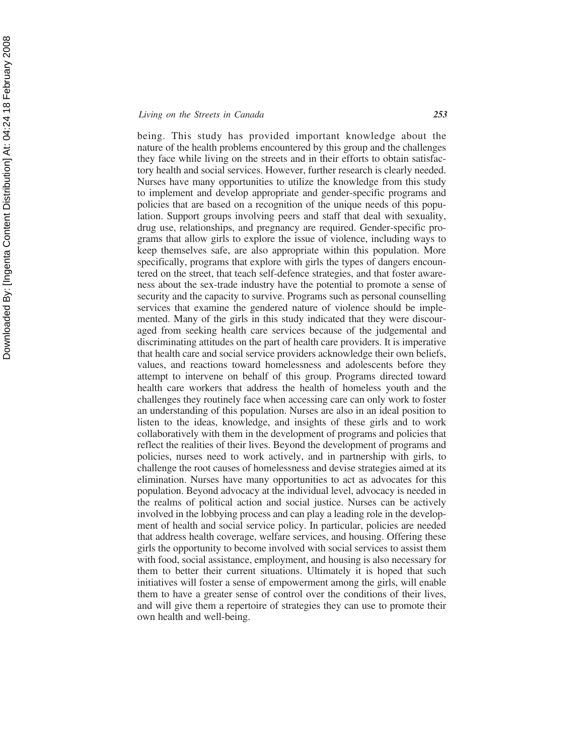being. This study has provided important knowledge about the nature of the health problems encountered by this group and the challenges they face while living on the streets and in their efforts to obtain satisfactory health and social services. However, further research is clearly needed. Nurses have many opportunities to utilize the knowledge from this study to implement and develop appropriate and gender-specific programs and policies that are based on a recognition of the unique needs of this population. Support groups involving peers and staff that deal with sexuality, drug use, relationships, and pregnancy are required. Gender-specific programs that allow girls to explore the issue of violence, including ways to keep themselves safe, are also appropriate within this population. More specifically, programs that explore with girls the types of dangers encountered on the street, that teach self-defence strategies, and that foster awareness about the sex-trade industry have the potential to promote a sense of security and the capacity to survive. Programs such as personal counselling services that examine the gendered nature of violence should be implemented. Many of the girls in this study indicated that they were discouraged from seeking health care services because of the judgemental and discriminating attitudes on the part of health care providers. It is imperative that health care and social service providers acknowledge their own beliefs, values, and reactions toward homelessness and adolescents before they attempt to intervene on behalf of this group. Programs directed toward health care workers that address the health of homeless youth and the challenges they routinely face when accessing care can only work to foster an understanding of this population. Nurses are also in an ideal position to listen to the ideas, knowledge, and insights of these girls and to work collaboratively with them in the development of programs and policies that reflect the realities of their lives. Beyond the development of programs and policies, nurses need to work actively, and in partnership with girls, to challenge the root causes of homelessness and devise strategies aimed at its elimination. Nurses have many opportunities to act as advocates for this population. Beyond advocacy at the individual level, advocacy is needed in the realms of political action and social justice. Nurses can be actively involved in the lobbying process and can play a leading role in the development of health and social service policy. In particular, policies are needed that address health coverage, welfare services, and housing. Offering these girls the opportunity to become involved with social services to assist them with food, social assistance, employment, and housing is also necessary for them to better their current situations. Ultimately it is hoped that such initiatives will foster a sense of empowerment among the girls, will enable them to have a greater sense of control over the conditions of their lives, and will give them a repertoire of strategies they can use to promote their own health and well-being.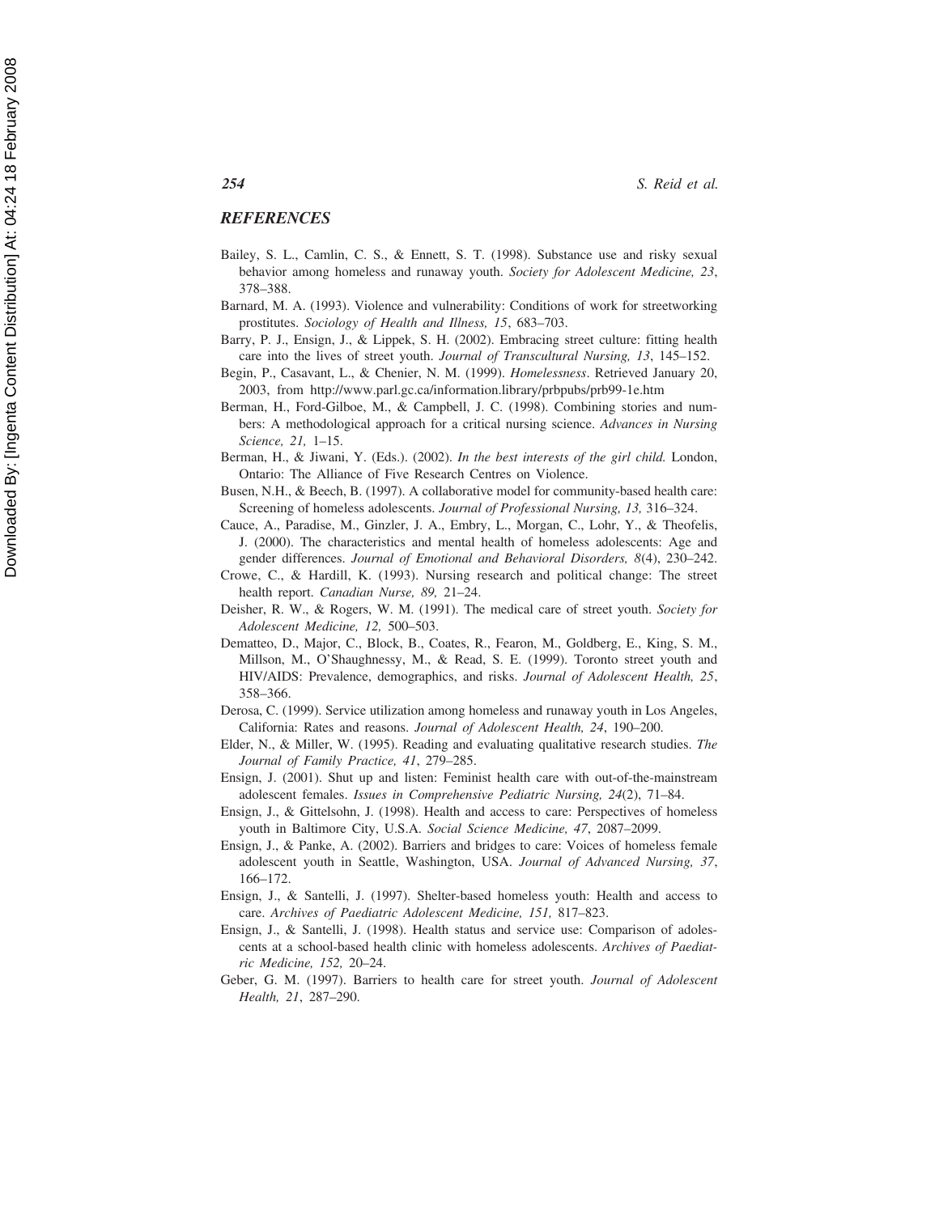## REFERENCES

Bailey, S. L., Camlin, C. S., & Ennett, S. T. (1998). Substance use and risky sexual behavior among homeless and runaway youth. *Society for Adolescent Medicine, 23*, 378–388.

Barnard, M. A. (1993). Violence and vulnerability: Conditions of work for streetworking prostitutes. *Sociology of Health and Illness, 15*, 683–703.

Barry, P. J., Ensign, J., & Lippek, S. H. (2002). Embracing street culture: fitting health care into the lives of street youth. *Journal of Transcultural Nursing, 13*, 145–152.

Begin, P., Casavant, L., & Chenier, N. M. (1999). *Homelessness*. Retrieved January 20, 2003, from http://www.parl.gc.ca/information.library/prbpubs/prb99-1e.htm

Berman, H., Ford-Gilboe, M., & Campbell, J. C. (1998). Combining stories and numbers: A methodological approach for a critical nursing science. *Advances in Nursing Science, 21,* 1–15.

Berman, H., & Jiwani, Y. (Eds.). (2002). *In the best interests of the girl child.* London, Ontario: The Alliance of Five Research Centres on Violence.

Busen, N.H., & Beech, B. (1997). A collaborative model for community-based health care: Screening of homeless adolescents. *Journal of Professional Nursing, 13,* 316–324.

Cauce, A., Paradise, M., Ginzler, J. A., Embry, L., Morgan, C., Lohr, Y., & Theofelis, J. (2000). The characteristics and mental health of homeless adolescents: Age and gender differences. *Journal of Emotional and Behavioral Disorders, 8*(4), 230–242.

Crowe, C., & Hardill, K. (1993). Nursing research and political change: The street health report. *Canadian Nurse, 89,* 21–24.

Deisher, R. W., & Rogers, W. M. (1991). The medical care of street youth. *Society for Adolescent Medicine, 12,* 500–503.

Dematteo, D., Major, C., Block, B., Coates, R., Fearon, M., Goldberg, E., King, S. M., Millson, M., O'Shaughnessy, M., & Read, S. E. (1999). Toronto street youth and HIV/AIDS: Prevalence, demographics, and risks. *Journal of Adolescent Health, 25*, 358–366.

Derosa, C. (1999). Service utilization among homeless and runaway youth in Los Angeles, California: Rates and reasons. *Journal of Adolescent Health, 24*, 190–200.

Elder, N., & Miller, W. (1995). Reading and evaluating qualitative research studies. *The Journal of Family Practice, 41*, 279–285.

Ensign, J. (2001). Shut up and listen: Feminist health care with out-of-the-mainstream adolescent females. *Issues in Comprehensive Pediatric Nursing, 24*(2), 71–84.

Ensign, J., & Gittelsohn, J. (1998). Health and access to care: Perspectives of homeless youth in Baltimore City, U.S.A. *Social Science Medicine, 47*, 2087–2099.

Ensign, J., & Panke, A. (2002). Barriers and bridges to care: Voices of homeless female adolescent youth in Seattle, Washington, USA. *Journal of Advanced Nursing, 37*, 166–172.

Ensign, J., & Santelli, J. (1997). Shelter-based homeless youth: Health and access to care. *Archives of Paediatric Adolescent Medicine, 151,* 817–823.

Ensign, J., & Santelli, J. (1998). Health status and service use: Comparison of adolescents at a school-based health clinic with homeless adolescents. *Archives of Paediatric Medicine, 152,* 20–24.

Geber, G. M. (1997). Barriers to health care for street youth. *Journal of Adolescent Health, 21*, 287–290.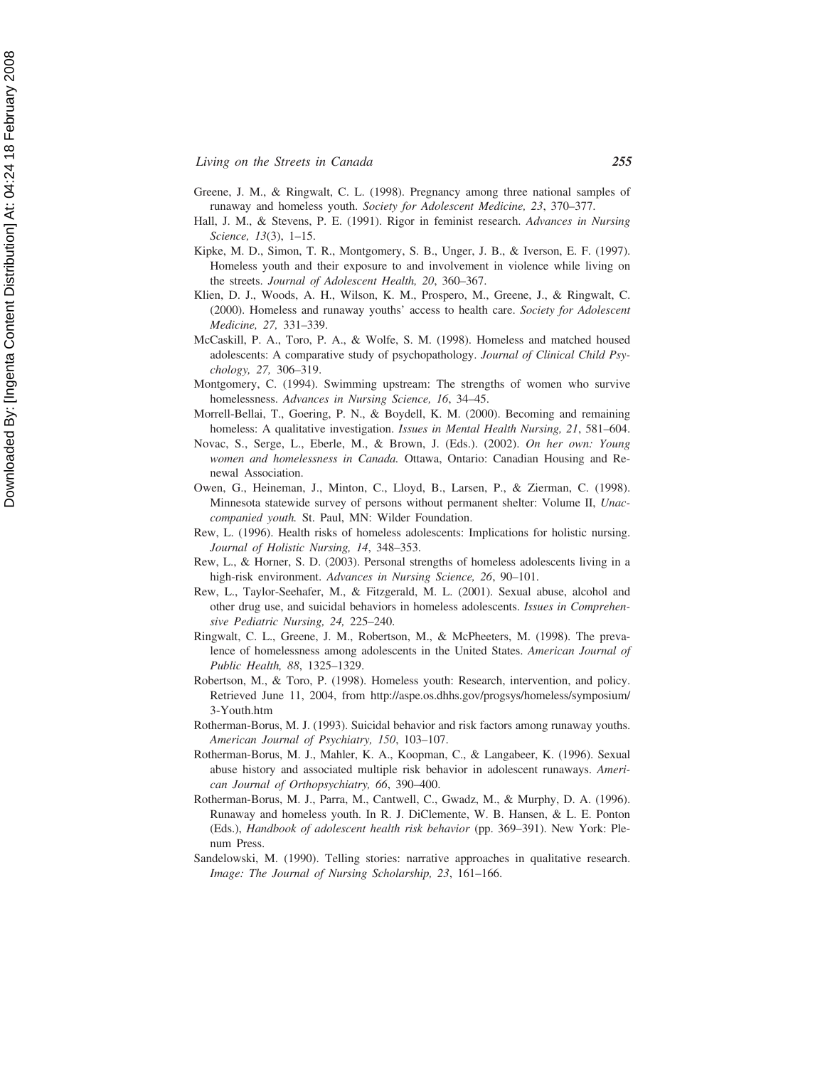Greene, J. M., & Ringwalt, C. L. (1998). Pregnancy among three national samples of runaway and homeless youth. *Society for Adolescent Medicine, 23*, 370–377.

Hall, J. M., & Stevens, P. E. (1991). Rigor in feminist research. *Advances in Nursing Science, 13*(3), 1–15.

Kipke, M. D., Simon, T. R., Montgomery, S. B., Unger, J. B., & Iverson, E. F. (1997). Homeless youth and their exposure to and involvement in violence while living on the streets. *Journal of Adolescent Health, 20*, 360–367.

Klien, D. J., Woods, A. H., Wilson, K. M., Prospero, M., Greene, J., & Ringwalt, C. (2000). Homeless and runaway youths' access to health care. *Society for Adolescent Medicine, 27,* 331–339.

McCaskill, P. A., Toro, P. A., & Wolfe, S. M. (1998). Homeless and matched housed adolescents: A comparative study of psychopathology. *Journal of Clinical Child Psychology, 27,* 306–319.

Montgomery, C. (1994). Swimming upstream: The strengths of women who survive homelessness. *Advances in Nursing Science, 16*, 34–45.

Morrell-Bellai, T., Goering, P. N., & Boydell, K. M. (2000). Becoming and remaining homeless: A qualitative investigation. *Issues in Mental Health Nursing, 21*, 581–604.

Novac, S., Serge, L., Eberle, M., & Brown, J. (Eds.). (2002). *On her own: Young women and homelessness in Canada.* Ottawa, Ontario: Canadian Housing and Renewal Association.

Owen, G., Heineman, J., Minton, C., Lloyd, B., Larsen, P., & Zierman, C. (1998). Minnesota statewide survey of persons without permanent shelter: Volume II, *Unaccompanied youth.* St. Paul, MN: Wilder Foundation.

Rew, L. (1996). Health risks of homeless adolescents: Implications for holistic nursing. *Journal of Holistic Nursing, 14*, 348–353.

Rew, L., & Horner, S. D. (2003). Personal strengths of homeless adolescents living in a high-risk environment. *Advances in Nursing Science, 26*, 90–101.

Rew, L., Taylor-Seehafer, M., & Fitzgerald, M. L. (2001). Sexual abuse, alcohol and other drug use, and suicidal behaviors in homeless adolescents. *Issues in Comprehensive Pediatric Nursing, 24,* 225–240.

Ringwalt, C. L., Greene, J. M., Robertson, M., & McPheeters, M. (1998). The prevalence of homelessness among adolescents in the United States. *American Journal of Public Health, 88*, 1325–1329.

Robertson, M., & Toro, P. (1998). Homeless youth: Research, intervention, and policy. Retrieved June 11, 2004, from http://aspe.os.dhhs.gov/progsys/homeless/symposium/3-Youth.htm

Rotherman-Borus, M. J. (1993). Suicidal behavior and risk factors among runaway youths. *American Journal of Psychiatry, 150*, 103–107.

Rotherman-Borus, M. J., Mahler, K. A., Koopman, C., & Langabeer, K. (1996). Sexual abuse history and associated multiple risk behavior in adolescent runaways. *American Journal of Orthopsychiatry, 66*, 390–400.

Rotherman-Borus, M. J., Parra, M., Cantwell, C., Gwadz, M., & Murphy, D. A. (1996). Runaway and homeless youth. In R. J. DiClemente, W. B. Hansen, & L. E. Ponton (Eds.), *Handbook of adolescent health risk behavior* (pp. 369–391). New York: Plenum Press.

Sandelowski, M. (1990). Telling stories: narrative approaches in qualitative research. *Image: The Journal of Nursing Scholarship, 23*, 161–166.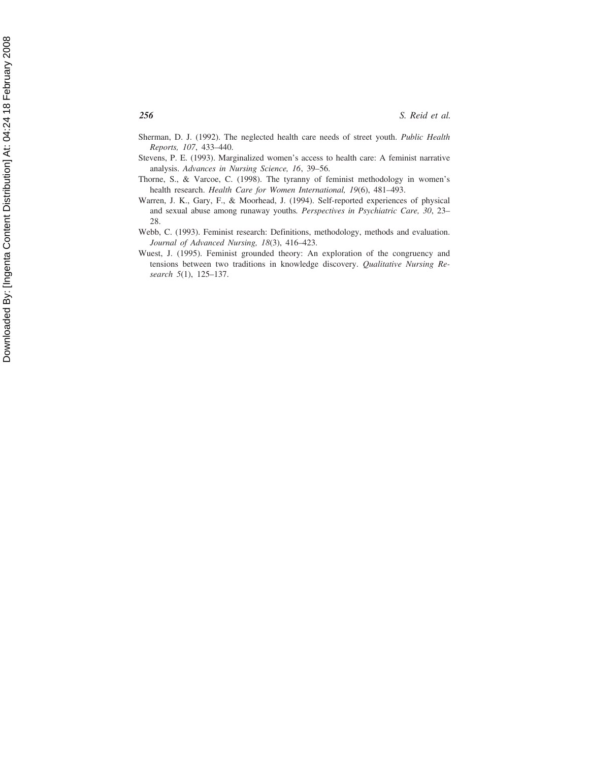Sherman, D. J. (1992). The neglected health care needs of street youth. *Public Health Reports, 107*, 433–440.

Stevens, P. E. (1993). Marginalized women's access to health care: A feminist narrative analysis. *Advances in Nursing Science, 16*, 39–56.

Thorne, S., & Varcoe, C. (1998). The tyranny of feminist methodology in women's health research. *Health Care for Women International, 19*(6), 481–493.

Warren, J. K., Gary, F., & Moorhead, J. (1994). Self-reported experiences of physical and sexual abuse among runaway youths. *Perspectives in Psychiatric Care, 30*, 23–28.

Webb, C. (1993). Feminist research: Definitions, methodology, methods and evaluation. *Journal of Advanced Nursing, 18*(3), 416–423.

Wuest, J. (1995). Feminist grounded theory: An exploration of the congruency and tensions between two traditions in knowledge discovery. *Qualitative Nursing Research 5*(1), 125–137.